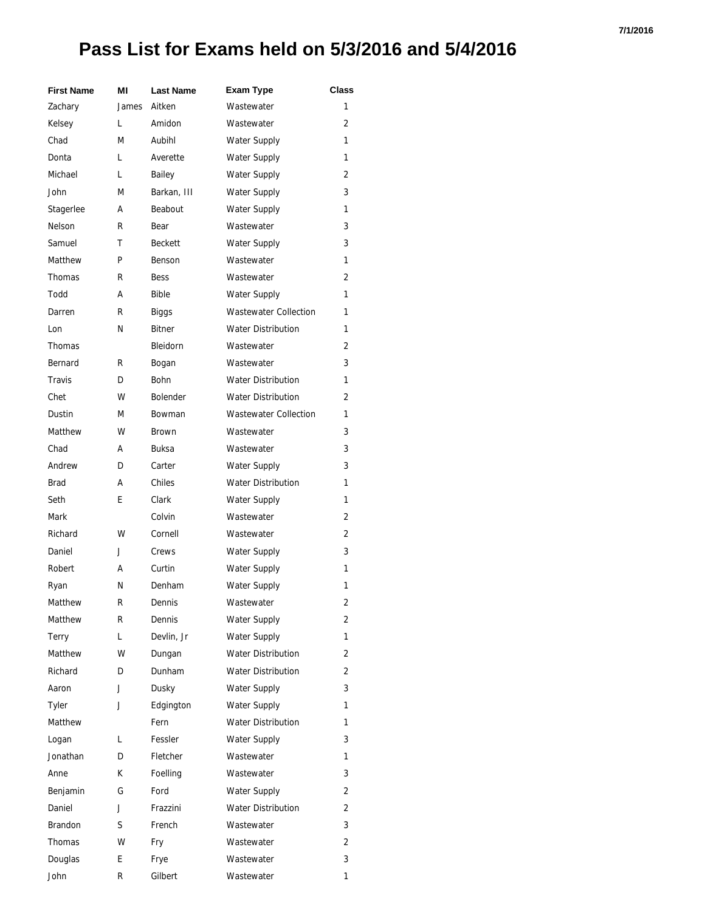# Pass List for Exams held on 5/3/2016 and 5/4/2016

| First Name | MI | Last Name | Exam Type | Class |
|---|---|---|---|---|
| Zachary | James | Aitken | Wastewater | 1 |
| Kelsey | L | Amidon | Wastewater | 2 |
| Chad | M | Aubihl | Water Supply | 1 |
| Donta | L | Averette | Water Supply | 1 |
| Michael | L | Bailey | Water Supply | 2 |
| John | M | Barkan, III | Water Supply | 3 |
| Stagerlee | A | Beabout | Water Supply | 1 |
| Nelson | R | Bear | Wastewater | 3 |
| Samuel | T | Beckett | Water Supply | 3 |
| Matthew | P | Benson | Wastewater | 1 |
| Thomas | R | Bess | Wastewater | 2 |
| Todd | A | Bible | Water Supply | 1 |
| Darren | R | Biggs | Wastewater Collection | 1 |
| Lon | N | Bitner | Water Distribution | 1 |
| Thomas | | Bleidorn | Wastewater | 2 |
| Bernard | R | Bogan | Wastewater | 3 |
| Travis | D | Bohn | Water Distribution | 1 |
| Chet | W | Bolender | Water Distribution | 2 |
| Dustin | M | Bowman | Wastewater Collection | 1 |
| Matthew | W | Brown | Wastewater | 3 |
| Chad | A | Buksa | Wastewater | 3 |
| Andrew | D | Carter | Water Supply | 3 |
| Brad | A | Chiles | Water Distribution | 1 |
| Seth | E | Clark | Water Supply | 1 |
| Mark | | Colvin | Wastewater | 2 |
| Richard | W | Cornell | Wastewater | 2 |
| Daniel | J | Crews | Water Supply | 3 |
| Robert | A | Curtin | Water Supply | 1 |
| Ryan | N | Denham | Water Supply | 1 |
| Matthew | R | Dennis | Wastewater | 2 |
| Matthew | R | Dennis | Water Supply | 2 |
| Terry | L | Devlin, Jr | Water Supply | 1 |
| Matthew | W | Dungan | Water Distribution | 2 |
| Richard | D | Dunham | Water Distribution | 2 |
| Aaron | J | Dusky | Water Supply | 3 |
| Tyler | J | Edgington | Water Supply | 1 |
| Matthew | | Fern | Water Distribution | 1 |
| Logan | L | Fessler | Water Supply | 3 |
| Jonathan | D | Fletcher | Wastewater | 1 |
| Anne | K | Foelling | Wastewater | 3 |
| Benjamin | G | Ford | Water Supply | 2 |
| Daniel | J | Frazzini | Water Distribution | 2 |
| Brandon | S | French | Wastewater | 3 |
| Thomas | W | Fry | Wastewater | 2 |
| Douglas | E | Frye | Wastewater | 3 |
| John | R | Gilbert | Wastewater | 1 |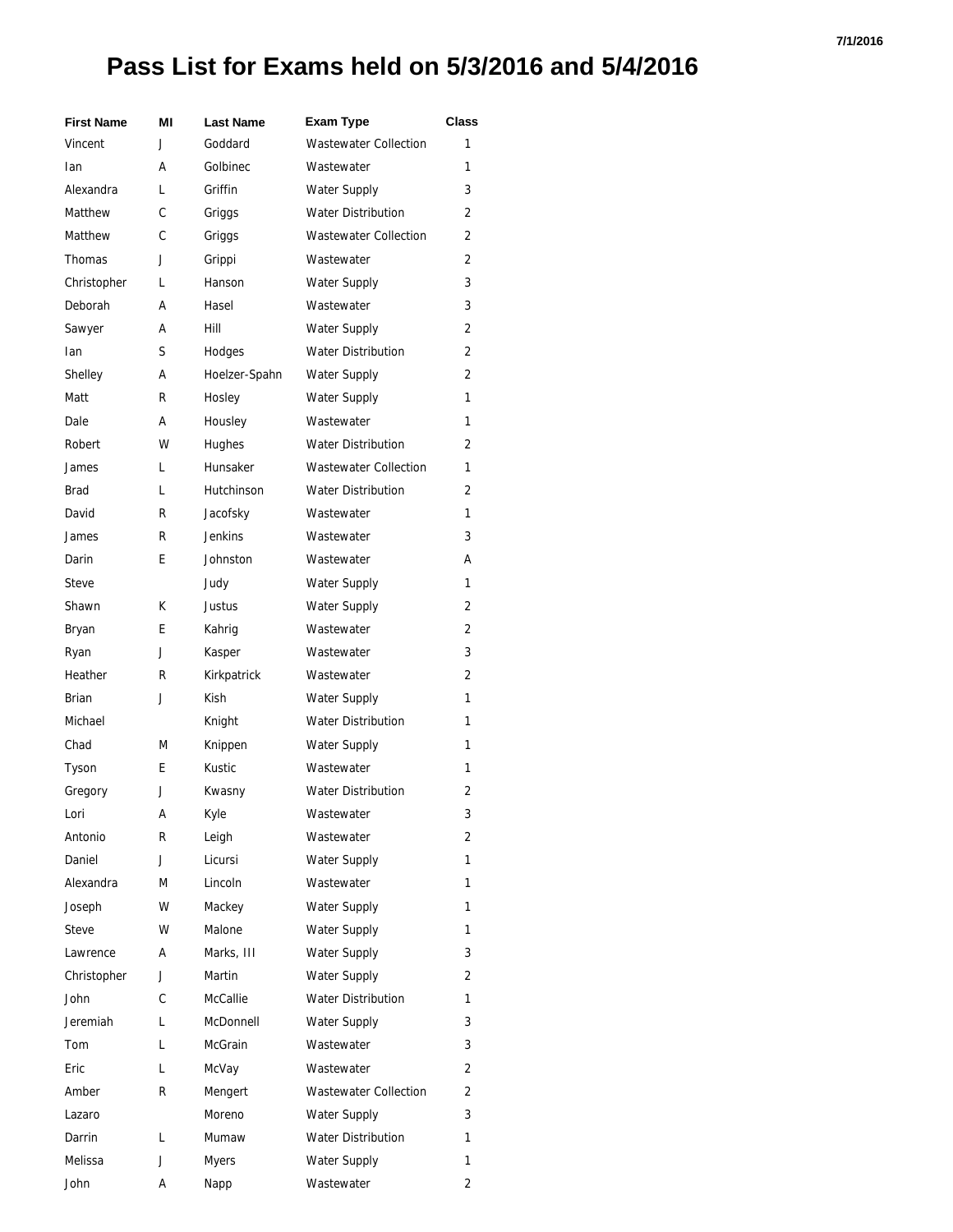# Pass List for Exams held on 5/3/2016 and 5/4/2016

| First Name | MI | Last Name | Exam Type | Class |
|---|---|---|---|---|
| Vincent | J | Goddard | Wastewater Collection | 1 |
| Ian | A | Golbinec | Wastewater | 1 |
| Alexandra | L | Griffin | Water Supply | 3 |
| Matthew | C | Griggs | Water Distribution | 2 |
| Matthew | C | Griggs | Wastewater Collection | 2 |
| Thomas | J | Grippi | Wastewater | 2 |
| Christopher | L | Hanson | Water Supply | 3 |
| Deborah | A | Hasel | Wastewater | 3 |
| Sawyer | A | Hill | Water Supply | 2 |
| Ian | S | Hodges | Water Distribution | 2 |
| Shelley | A | Hoelzer-Spahn | Water Supply | 2 |
| Matt | R | Hosley | Water Supply | 1 |
| Dale | A | Housley | Wastewater | 1 |
| Robert | W | Hughes | Water Distribution | 2 |
| James | L | Hunsaker | Wastewater Collection | 1 |
| Brad | L | Hutchinson | Water Distribution | 2 |
| David | R | Jacofsky | Wastewater | 1 |
| James | R | Jenkins | Wastewater | 3 |
| Darin | E | Johnston | Wastewater | A |
| Steve | | Judy | Water Supply | 1 |
| Shawn | K | Justus | Water Supply | 2 |
| Bryan | E | Kahrig | Wastewater | 2 |
| Ryan | J | Kasper | Wastewater | 3 |
| Heather | R | Kirkpatrick | Wastewater | 2 |
| Brian | J | Kish | Water Supply | 1 |
| Michael | | Knight | Water Distribution | 1 |
| Chad | M | Knippen | Water Supply | 1 |
| Tyson | E | Kustic | Wastewater | 1 |
| Gregory | J | Kwasny | Water Distribution | 2 |
| Lori | A | Kyle | Wastewater | 3 |
| Antonio | R | Leigh | Wastewater | 2 |
| Daniel | J | Licursi | Water Supply | 1 |
| Alexandra | M | Lincoln | Wastewater | 1 |
| Joseph | W | Mackey | Water Supply | 1 |
| Steve | W | Malone | Water Supply | 1 |
| Lawrence | A | Marks, III | Water Supply | 3 |
| Christopher | J | Martin | Water Supply | 2 |
| John | C | McCallie | Water Distribution | 1 |
| Jeremiah | L | McDonnell | Water Supply | 3 |
| Tom | L | McGrain | Wastewater | 3 |
| Eric | L | McVay | Wastewater | 2 |
| Amber | R | Mengert | Wastewater Collection | 2 |
| Lazaro | | Moreno | Water Supply | 3 |
| Darrin | L | Mumaw | Water Distribution | 1 |
| Melissa | J | Myers | Water Supply | 1 |
| John | A | Napp | Wastewater | 2 |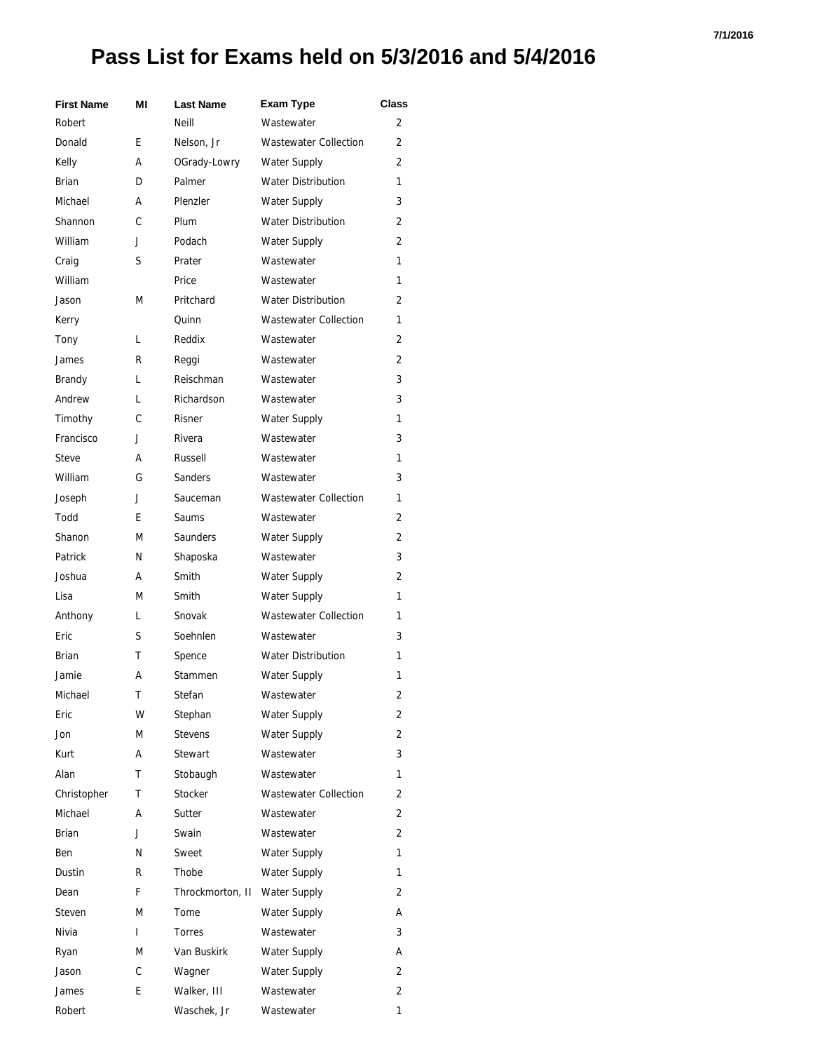# Pass List for Exams held on 5/3/2016 and 5/4/2016

| First Name | MI | Last Name | Exam Type | Class |
|---|---|---|---|---|
| Robert | | Neill | Wastewater | 2 |
| Donald | E | Nelson, Jr | Wastewater Collection | 2 |
| Kelly | A | OGrady-Lowry | Water Supply | 2 |
| Brian | D | Palmer | Water Distribution | 1 |
| Michael | A | Plenzler | Water Supply | 3 |
| Shannon | C | Plum | Water Distribution | 2 |
| William | J | Podach | Water Supply | 2 |
| Craig | S | Prater | Wastewater | 1 |
| William | | Price | Wastewater | 1 |
| Jason | M | Pritchard | Water Distribution | 2 |
| Kerry | | Quinn | Wastewater Collection | 1 |
| Tony | L | Reddix | Wastewater | 2 |
| James | R | Reggi | Wastewater | 2 |
| Brandy | L | Reischman | Wastewater | 3 |
| Andrew | L | Richardson | Wastewater | 3 |
| Timothy | C | Risner | Water Supply | 1 |
| Francisco | J | Rivera | Wastewater | 3 |
| Steve | A | Russell | Wastewater | 1 |
| William | G | Sanders | Wastewater | 3 |
| Joseph | J | Sauceman | Wastewater Collection | 1 |
| Todd | E | Saums | Wastewater | 2 |
| Shanon | M | Saunders | Water Supply | 2 |
| Patrick | N | Shaposka | Wastewater | 3 |
| Joshua | A | Smith | Water Supply | 2 |
| Lisa | M | Smith | Water Supply | 1 |
| Anthony | L | Snovak | Wastewater Collection | 1 |
| Eric | S | Soehnlen | Wastewater | 3 |
| Brian | T | Spence | Water Distribution | 1 |
| Jamie | A | Stammen | Water Supply | 1 |
| Michael | T | Stefan | Wastewater | 2 |
| Eric | W | Stephan | Water Supply | 2 |
| Jon | M | Stevens | Water Supply | 2 |
| Kurt | A | Stewart | Wastewater | 3 |
| Alan | T | Stobaugh | Wastewater | 1 |
| Christopher | T | Stocker | Wastewater Collection | 2 |
| Michael | A | Sutter | Wastewater | 2 |
| Brian | J | Swain | Wastewater | 2 |
| Ben | N | Sweet | Water Supply | 1 |
| Dustin | R | Thobe | Water Supply | 1 |
| Dean | F | Throckmorton, II | Water Supply | 2 |
| Steven | M | Tome | Water Supply | A |
| Nivia | I | Torres | Wastewater | 3 |
| Ryan | M | Van Buskirk | Water Supply | A |
| Jason | C | Wagner | Water Supply | 2 |
| James | E | Walker, III | Wastewater | 2 |
| Robert | | Waschek, Jr | Wastewater | 1 |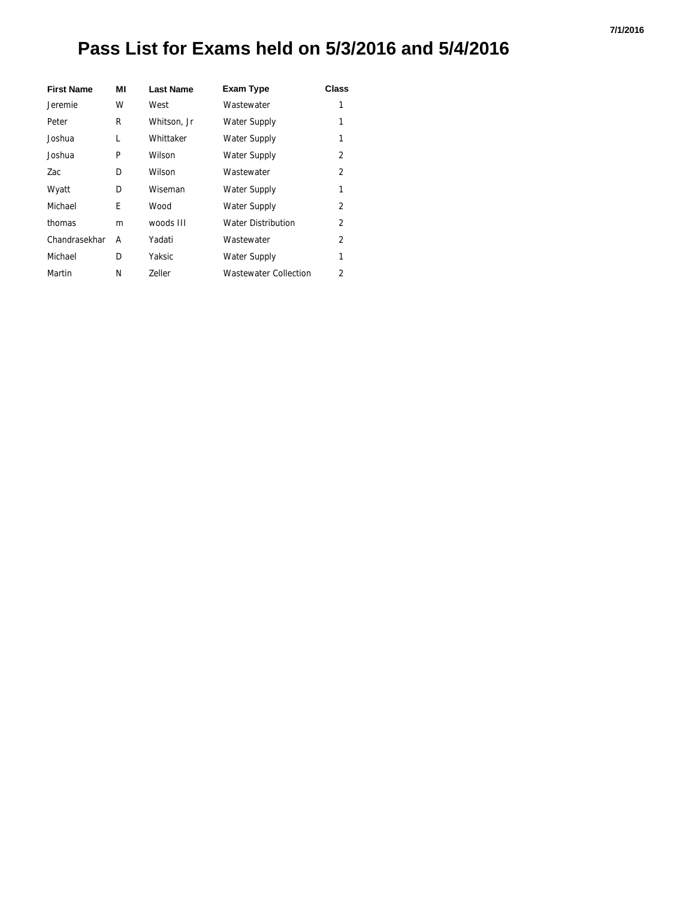# Pass List for Exams held on 5/3/2016 and 5/4/2016

| First Name | MI | Last Name | Exam Type | Class |
|---|---|---|---|---|
| Jeremie | W | West | Wastewater | 1 |
| Peter | R | Whitson, Jr | Water Supply | 1 |
| Joshua | L | Whittaker | Water Supply | 1 |
| Joshua | P | Wilson | Water Supply | 2 |
| Zac | D | Wilson | Wastewater | 2 |
| Wyatt | D | Wiseman | Water Supply | 1 |
| Michael | E | Wood | Water Supply | 2 |
| thomas | m | woods III | Water Distribution | 2 |
| Chandrasekhar | A | Yadati | Wastewater | 2 |
| Michael | D | Yaksic | Water Supply | 1 |
| Martin | N | Zeller | Wastewater Collection | 2 |